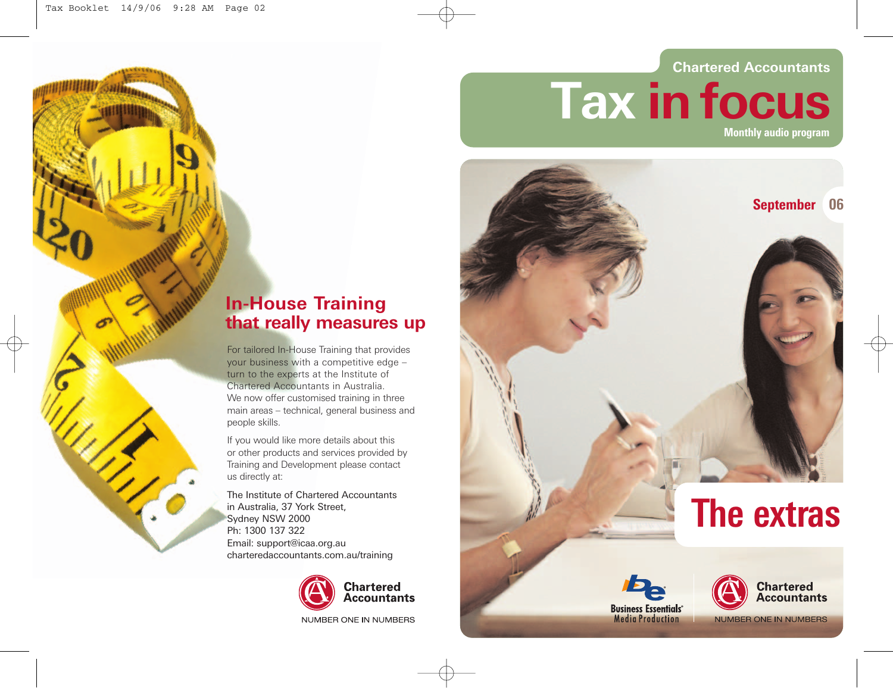## In-House Training that really measures up

For tailored In-House Training that provides your business with a competitive edge – turn to the experts at the Institute of Chartered Accountants in Australia. We now offer customised training in three main areas – technical, general business and people skills.

If you would like more details about this or other products and services provided by Training and Development please contact us directly at:

The Institute of Chartered Accountants in Australia, 37 York Street, Sydney NSW 2000
Ph: 1300 137 322
Email: support@icaa.org.au
charteredaccountants.com.au/training

Chartered Accountants
NUMBER ONE IN NUMBERS

Chartered Accountants

# Tax in focus

Monthly audio program

September 06

# The extras

Business Essentials Media Production

Chartered Accountants
NUMBER ONE IN NUMBERS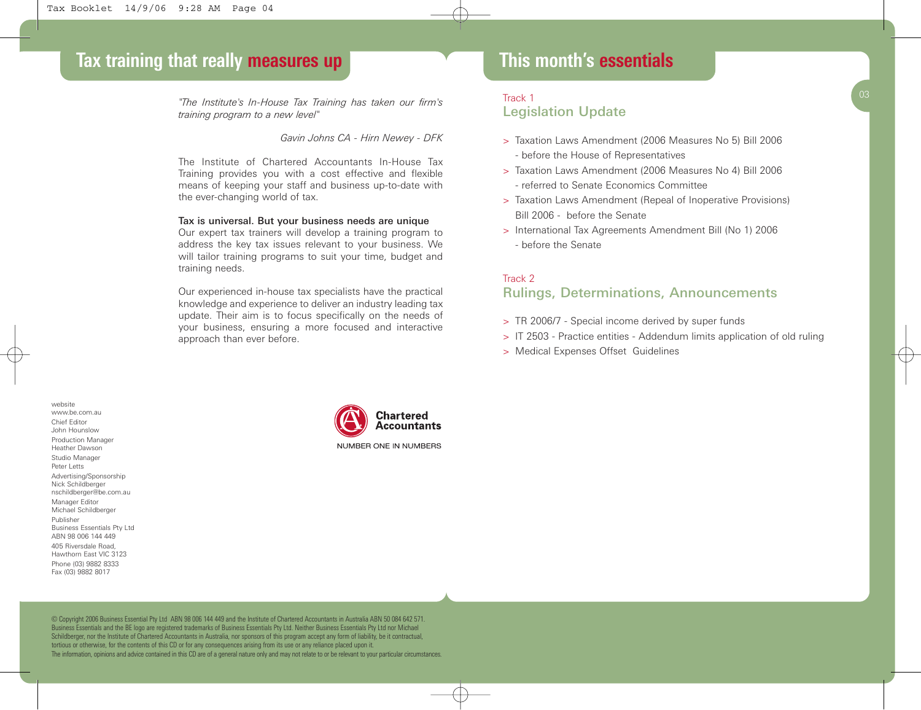# Tax training that really measures up

*"The Institute's In-House Tax Training has taken our firm's training program to a new level"*

*Gavin Johns CA - Hirn Newey - DFK*

The Institute of Chartered Accountants In-House Tax Training provides you with a cost effective and flexible means of keeping your staff and business up-to-date with the ever-changing world of tax.

**Tax is universal. But your business needs are unique**
Our expert tax trainers will develop a training program to address the key tax issues relevant to your business. We will tailor training programs to suit your time, budget and training needs.

Our experienced in-house tax specialists have the practical knowledge and experience to deliver an industry leading tax update. Their aim is to focus specifically on the needs of your business, ensuring a more focused and interactive approach than ever before.

Chartered Accountants
NUMBER ONE IN NUMBERS

website
www.be.com.au
Chief Editor
John Hounslow
Production Manager
Heather Dawson
Studio Manager
Peter Letts
Advertising/Sponsorship
Nick Schildberger
nschildberger@be.com.au
Manager Editor
Michael Schildberger
Publisher
Business Essentials Pty Ltd
ABN 98 006 144 449
405 Riversdale Road,
Hawthorn East VIC 3123
Phone (03) 9882 8333
Fax (03) 9882 8017

© Copyright 2006 Business Essential Pty Ltd ABN 98 006 144 449 and the Institute of Chartered Accountants in Australia ABN 50 084 642 571. Business Essentials and the BE logo are registered trademarks of Business Essentials Pty Ltd. Neither Business Essentials Pty Ltd nor Michael Schildberger, nor the Institute of Chartered Accountants in Australia, nor sponsors of this program accept any form of liability, be it contractual, tortious or otherwise, for the contents of this CD or for any consequences arising from its use or any reliance placed upon it.
The information, opinions and advice contained in this CD are of a general nature only and may not relate to or be relevant to your particular circumstances.

# This month's essentials

Track 1
## Legislation Update

- Taxation Laws Amendment (2006 Measures No 5) Bill 2006 - before the House of Representatives
- Taxation Laws Amendment (2006 Measures No 4) Bill 2006 - referred to Senate Economics Committee
- Taxation Laws Amendment (Repeal of Inoperative Provisions) Bill 2006 - before the Senate
- International Tax Agreements Amendment Bill (No 1) 2006 - before the Senate

Track 2
## Rulings, Determinations, Announcements

- TR 2006/7 - Special income derived by super funds
- IT 2503 - Practice entities - Addendum limits application of old ruling
- Medical Expenses Offset Guidelines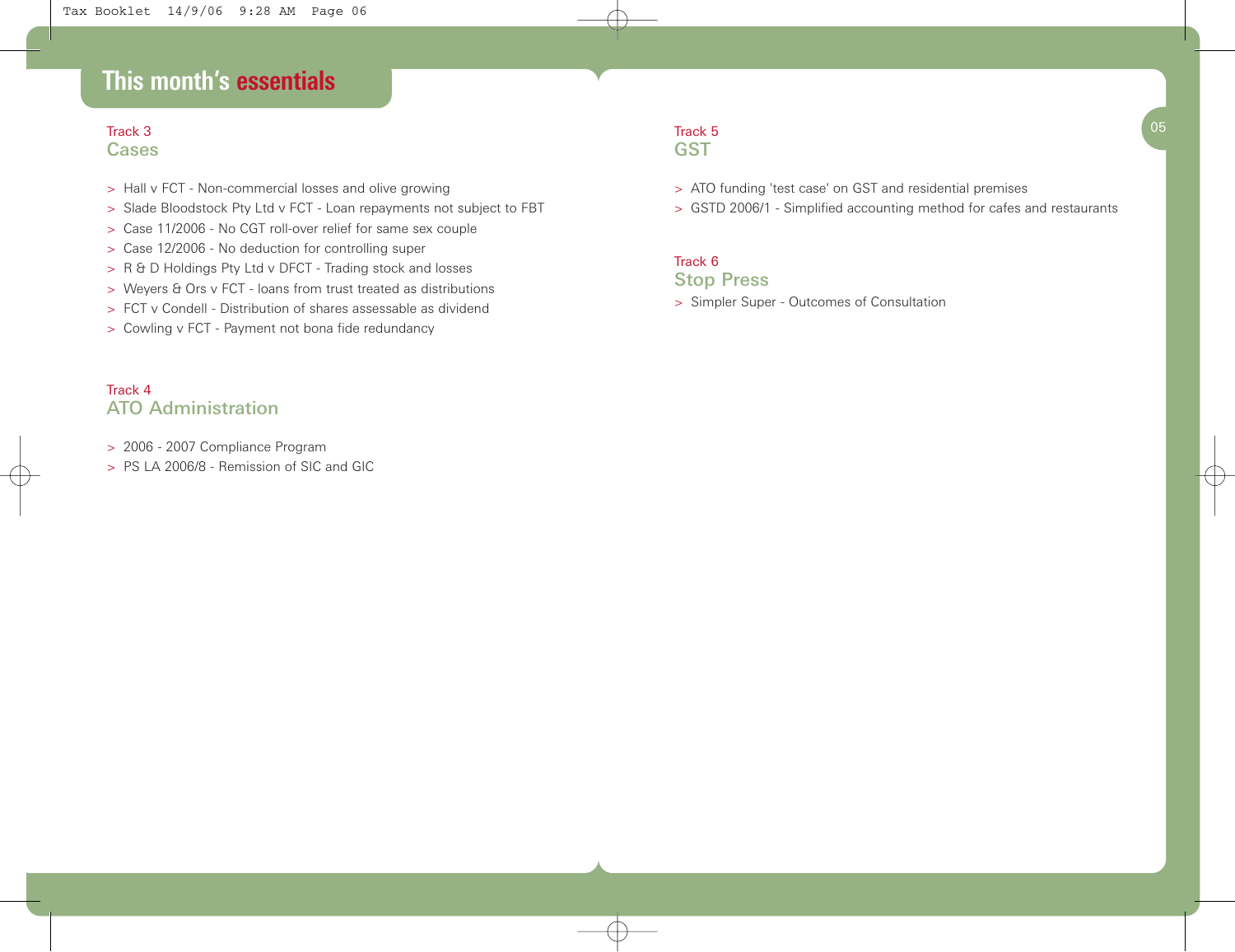# This month's essentials

Track 3

## Cases

- Hall v FCT - Non-commercial losses and olive growing
- Slade Bloodstock Pty Ltd v FCT - Loan repayments not subject to FBT
- Case 11/2006 - No CGT roll-over relief for same sex couple
- Case 12/2006 - No deduction for controlling super
- R & D Holdings Pty Ltd v DFCT - Trading stock and losses
- Weyers & Ors v FCT - loans from trust treated as distributions
- FCT v Condell - Distribution of shares assessable as dividend
- Cowling v FCT - Payment not bona fide redundancy

Track 4

## ATO Administration

- 2006 - 2007 Compliance Program
- PS LA 2006/8 - Remission of SIC and GIC

Track 5

## GST

- ATO funding 'test case' on GST and residential premises
- GSTD 2006/1 - Simplified accounting method for cafes and restaurants

Track 6

## Stop Press

- Simpler Super - Outcomes of Consultation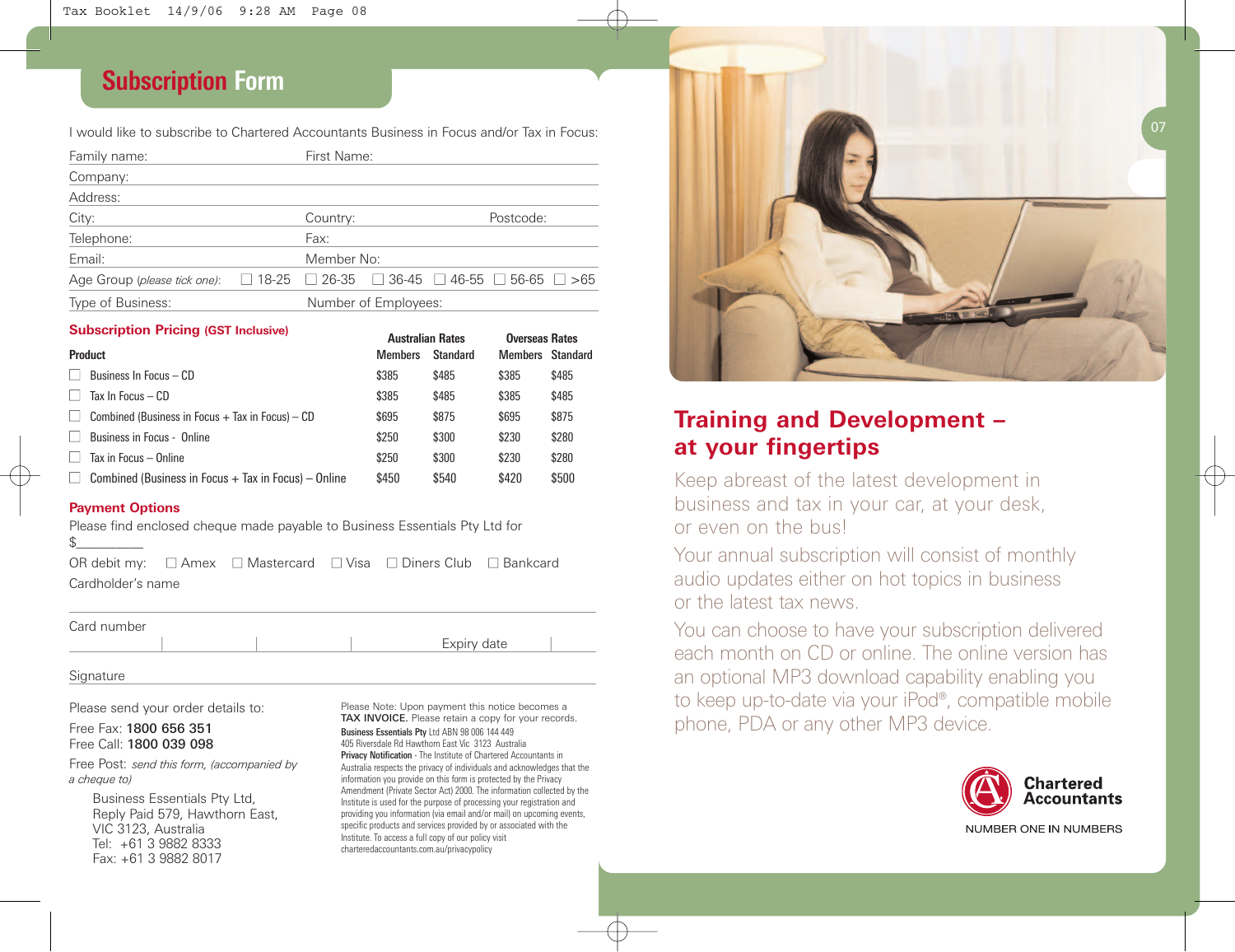## Subscription Form

I would like to subscribe to Chartered Accountants Business in Focus and/or Tax in Focus:

Family name: First Name:

Company:

Address:

City: Country: Postcode:

Telephone: Fax:

Email: Member No:

Age Group (*please tick one)*: ☐ 18-25 ☐ 26-35 ☐ 36-45 ☐ 46-55 ☐ 56-65 ☐ >65

Type of Business: Number of Employees:

**Subscription Pricing (GST Inclusive)**

| Product | Australian Rates | | Overseas Rates | |
|---|---|---|---|---|
| | Members | Standard | Members | Standard |
| ☐ Business In Focus – CD | $385 | $485 | $385 | $485 |
| ☐ Tax In Focus – CD | $385 | $485 | $385 | $485 |
| ☐ Combined (Business in Focus + Tax in Focus) – CD | $695 | $875 | $695 | $875 |
| ☐ Business In Focus - Online | $250 | $300 | $230 | $280 |
| ☐ Tax in Focus – Online | $250 | $300 | $230 | $280 |
| ☐ Combined (Business in Focus + Tax in Focus) – Online | $450 | $540 | $420 | $500 |

**Payment Options**

Please find enclosed cheque made payable to Business Essentials Pty Ltd for $__________

OR debit my: ☐ Amex ☐ Mastercard ☐ Visa ☐ Diners Club ☐ Bankcard

Cardholder's name

Card number Expiry date

Signature

Please send your order details to:

Free Fax: 1800 656 351
Free Call: 1800 039 098

Free Post: *send this form, (accompanied by a cheque to)*

Business Essentials Pty Ltd,
Reply Paid 579, Hawthorn East,
VIC 3123, Australia
Tel: +61 3 9882 8333
Fax: +61 3 9882 8017

Please Note: Upon payment this notice becomes a **TAX INVOICE.** Please retain a copy for your records.

**Business Essentials Pty** Ltd ABN 98 006 144 449
405 Riversdale Rd Hawthorn East Vic 3123 Australia

**Privacy Notification** - The Institute of Chartered Accountants in Australia respects the privacy of individuals and acknowledges that the information you provide on this form is protected by the Privacy Amendment (Private Sector Act) 2000. The information collected by the Institute is used for the purpose of processing your registration and providing you information (via email and/or mail) on upcoming events, specific products and services provided by or associated with the Institute. To access a full copy of our policy visit charteredaccountants.com.au/privacypolicy

## Training and Development – at your fingertips

Keep abreast of the latest development in business and tax in your car, at your desk, or even on the bus!

Your annual subscription will consist of monthly audio updates either on hot topics in business or the latest tax news.

You can choose to have your subscription delivered each month on CD or online. The online version has an optional MP3 download capability enabling you to keep up-to-date via your iPod®, compatible mobile phone, PDA or any other MP3 device.

Chartered Accountants
NUMBER ONE IN NUMBERS